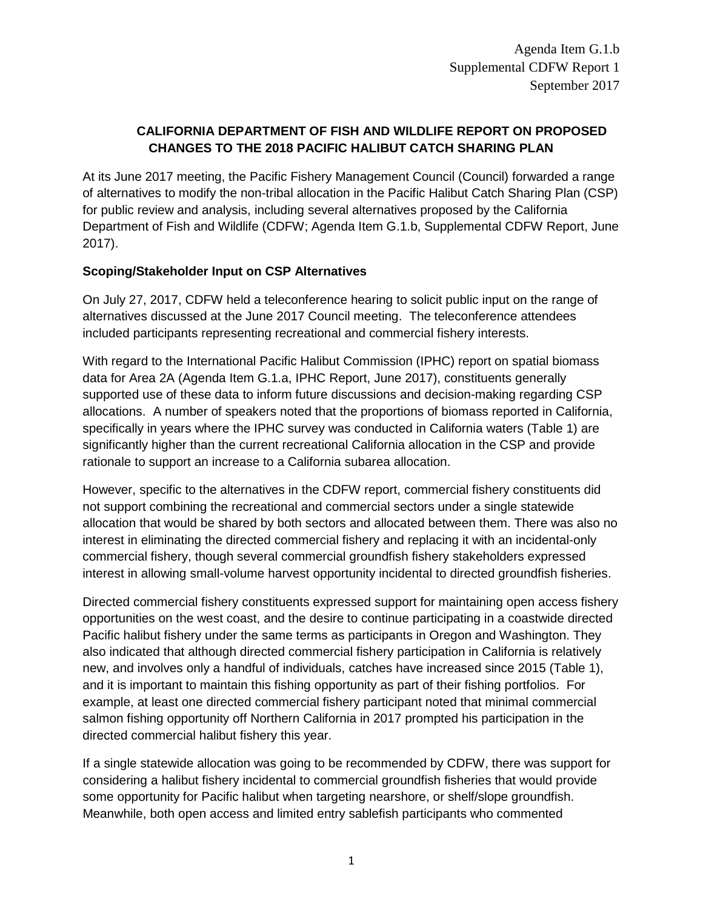Agenda Item G.1.b
Supplemental CDFW Report 1
September 2017

# CALIFORNIA DEPARTMENT OF FISH AND WILDLIFE REPORT ON PROPOSED CHANGES TO THE 2018 PACIFIC HALIBUT CATCH SHARING PLAN

At its June 2017 meeting, the Pacific Fishery Management Council (Council) forwarded a range of alternatives to modify the non-tribal allocation in the Pacific Halibut Catch Sharing Plan (CSP) for public review and analysis, including several alternatives proposed by the California Department of Fish and Wildlife (CDFW; Agenda Item G.1.b, Supplemental CDFW Report, June 2017).

## Scoping/Stakeholder Input on CSP Alternatives

On July 27, 2017, CDFW held a teleconference hearing to solicit public input on the range of alternatives discussed at the June 2017 Council meeting. The teleconference attendees included participants representing recreational and commercial fishery interests.

With regard to the International Pacific Halibut Commission (IPHC) report on spatial biomass data for Area 2A (Agenda Item G.1.a, IPHC Report, June 2017), constituents generally supported use of these data to inform future discussions and decision-making regarding CSP allocations. A number of speakers noted that the proportions of biomass reported in California, specifically in years where the IPHC survey was conducted in California waters (Table 1) are significantly higher than the current recreational California allocation in the CSP and provide rationale to support an increase to a California subarea allocation.

However, specific to the alternatives in the CDFW report, commercial fishery constituents did not support combining the recreational and commercial sectors under a single statewide allocation that would be shared by both sectors and allocated between them. There was also no interest in eliminating the directed commercial fishery and replacing it with an incidental-only commercial fishery, though several commercial groundfish fishery stakeholders expressed interest in allowing small-volume harvest opportunity incidental to directed groundfish fisheries.

Directed commercial fishery constituents expressed support for maintaining open access fishery opportunities on the west coast, and the desire to continue participating in a coastwide directed Pacific halibut fishery under the same terms as participants in Oregon and Washington. They also indicated that although directed commercial fishery participation in California is relatively new, and involves only a handful of individuals, catches have increased since 2015 (Table 1), and it is important to maintain this fishing opportunity as part of their fishing portfolios. For example, at least one directed commercial fishery participant noted that minimal commercial salmon fishing opportunity off Northern California in 2017 prompted his participation in the directed commercial halibut fishery this year.

If a single statewide allocation was going to be recommended by CDFW, there was support for considering a halibut fishery incidental to commercial groundfish fisheries that would provide some opportunity for Pacific halibut when targeting nearshore, or shelf/slope groundfish. Meanwhile, both open access and limited entry sablefish participants who commented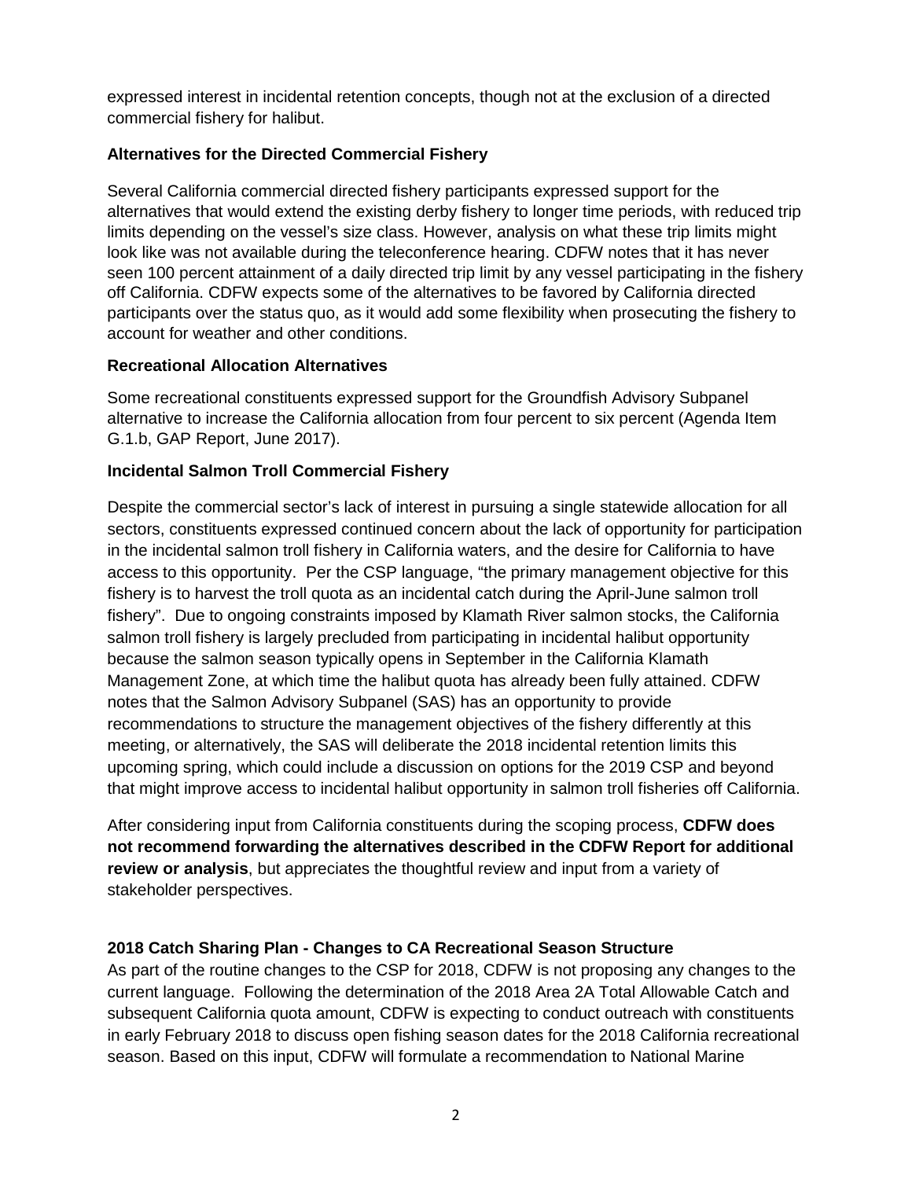expressed interest in incidental retention concepts, though not at the exclusion of a directed commercial fishery for halibut.

**Alternatives for the Directed Commercial Fishery**

Several California commercial directed fishery participants expressed support for the alternatives that would extend the existing derby fishery to longer time periods, with reduced trip limits depending on the vessel's size class. However, analysis on what these trip limits might look like was not available during the teleconference hearing. CDFW notes that it has never seen 100 percent attainment of a daily directed trip limit by any vessel participating in the fishery off California. CDFW expects some of the alternatives to be favored by California directed participants over the status quo, as it would add some flexibility when prosecuting the fishery to account for weather and other conditions.

**Recreational Allocation Alternatives**

Some recreational constituents expressed support for the Groundfish Advisory Subpanel alternative to increase the California allocation from four percent to six percent (Agenda Item G.1.b, GAP Report, June 2017).

**Incidental Salmon Troll Commercial Fishery**

Despite the commercial sector's lack of interest in pursuing a single statewide allocation for all sectors, constituents expressed continued concern about the lack of opportunity for participation in the incidental salmon troll fishery in California waters, and the desire for California to have access to this opportunity. Per the CSP language, "the primary management objective for this fishery is to harvest the troll quota as an incidental catch during the April-June salmon troll fishery". Due to ongoing constraints imposed by Klamath River salmon stocks, the California salmon troll fishery is largely precluded from participating in incidental halibut opportunity because the salmon season typically opens in September in the California Klamath Management Zone, at which time the halibut quota has already been fully attained. CDFW notes that the Salmon Advisory Subpanel (SAS) has an opportunity to provide recommendations to structure the management objectives of the fishery differently at this meeting, or alternatively, the SAS will deliberate the 2018 incidental retention limits this upcoming spring, which could include a discussion on options for the 2019 CSP and beyond that might improve access to incidental halibut opportunity in salmon troll fisheries off California.

After considering input from California constituents during the scoping process, **CDFW does not recommend forwarding the alternatives described in the CDFW Report for additional review or analysis**, but appreciates the thoughtful review and input from a variety of stakeholder perspectives.

**2018 Catch Sharing Plan - Changes to CA Recreational Season Structure**

As part of the routine changes to the CSP for 2018, CDFW is not proposing any changes to the current language. Following the determination of the 2018 Area 2A Total Allowable Catch and subsequent California quota amount, CDFW is expecting to conduct outreach with constituents in early February 2018 to discuss open fishing season dates for the 2018 California recreational season. Based on this input, CDFW will formulate a recommendation to National Marine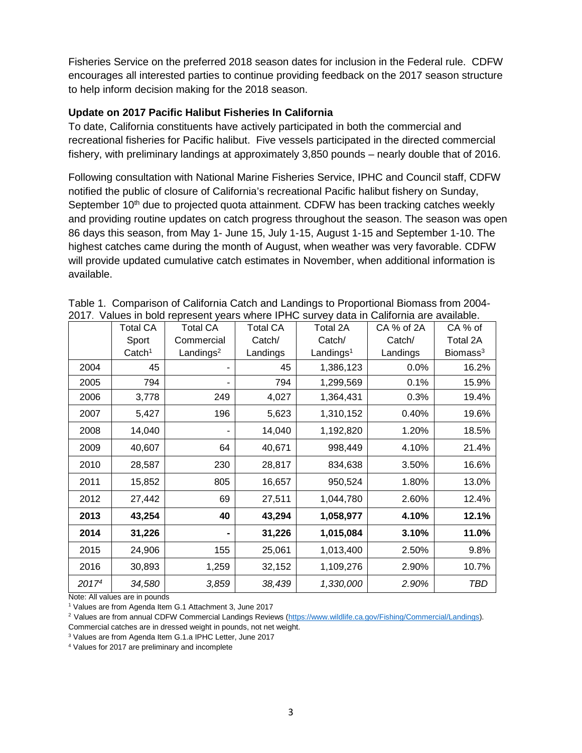Fisheries Service on the preferred 2018 season dates for inclusion in the Federal rule. CDFW encourages all interested parties to continue providing feedback on the 2017 season structure to help inform decision making for the 2018 season.

**Update on 2017 Pacific Halibut Fisheries In California**

To date, California constituents have actively participated in both the commercial and recreational fisheries for Pacific halibut. Five vessels participated in the directed commercial fishery, with preliminary landings at approximately 3,850 pounds – nearly double that of 2016.

Following consultation with National Marine Fisheries Service, IPHC and Council staff, CDFW notified the public of closure of California's recreational Pacific halibut fishery on Sunday, September 10th due to projected quota attainment. CDFW has been tracking catches weekly and providing routine updates on catch progress throughout the season. The season was open 86 days this season, from May 1- June 15, July 1-15, August 1-15 and September 1-10. The highest catches came during the month of August, when weather was very favorable. CDFW will provide updated cumulative catch estimates in November, when additional information is available.

Table 1. Comparison of California Catch and Landings to Proportional Biomass from 2004-2017. Values in bold represent years where IPHC survey data in California are available.

| | Total CA Sport Catch[1] | Total CA Commercial Landings[2] | Total CA Catch/ Landings | Total 2A Catch/ Landings[1] | CA % of 2A Catch/ Landings | CA % of Total 2A Biomass[3] |
|---|---|---|---|---|---|---|
| 2004 | 45 | - | 45 | 1,386,123 | 0.0% | 16.2% |
| 2005 | 794 | - | 794 | 1,299,569 | 0.1% | 15.9% |
| 2006 | 3,778 | 249 | 4,027 | 1,364,431 | 0.3% | 19.4% |
| 2007 | 5,427 | 196 | 5,623 | 1,310,152 | 0.40% | 19.6% |
| 2008 | 14,040 | - | 14,040 | 1,192,820 | 1.20% | 18.5% |
| 2009 | 40,607 | 64 | 40,671 | 998,449 | 4.10% | 21.4% |
| 2010 | 28,587 | 230 | 28,817 | 834,638 | 3.50% | 16.6% |
| 2011 | 15,852 | 805 | 16,657 | 950,524 | 1.80% | 13.0% |
| 2012 | 27,442 | 69 | 27,511 | 1,044,780 | 2.60% | 12.4% |
| **2013** | **43,254** | **40** | **43,294** | **1,058,977** | **4.10%** | **12.1%** |
| **2014** | **31,226** | **-** | **31,226** | **1,015,084** | **3.10%** | **11.0%** |
| 2015 | 24,906 | 155 | 25,061 | 1,013,400 | 2.50% | 9.8% |
| 2016 | 30,893 | 1,259 | 32,152 | 1,109,276 | 2.90% | 10.7% |
| *2017[4]* | *34,580* | *3,859* | *38,439* | *1,330,000* | *2.90%* | *TBD* |

Note: All values are in pounds

[1] Values are from Agenda Item G.1 Attachment 3, June 2017

[2] Values are from annual CDFW Commercial Landings Reviews (https://www.wildlife.ca.gov/Fishing/Commercial/Landings). Commercial catches are in dressed weight in pounds, not net weight.

[3] Values are from Agenda Item G.1.a IPHC Letter, June 2017

[4] Values for 2017 are preliminary and incomplete